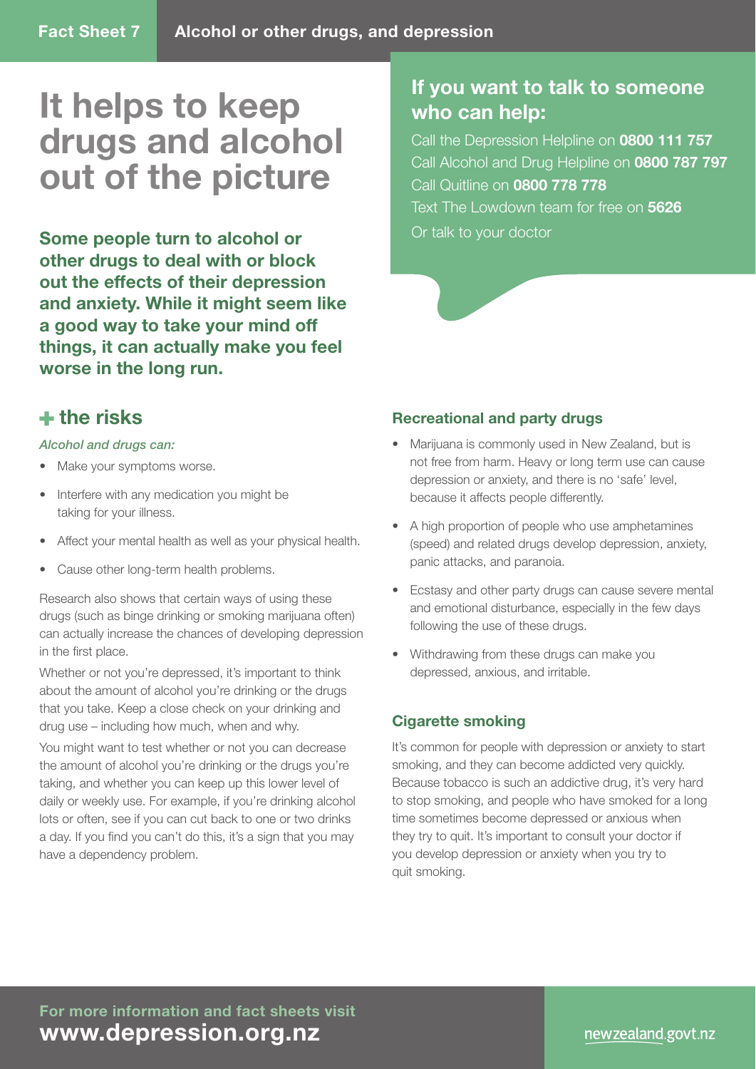Fact Sheet 7 **Alcohol or other drugs, and depression**

# It helps to keep drugs and alcohol out of the picture

**Some people turn to alcohol or other drugs to deal with or block out the effects of their depression and anxiety. While it might seem like a good way to take your mind off things, it can actually make you feel worse in the long run.**

## If you want to talk to someone who can help:

Call the Depression Helpline on **0800 111 757**
Call Alcohol and Drug Helpline on **0800 787 797**
Call Quitline on **0800 778 778**
Text The Lowdown team for free on **5626**
Or talk to your doctor

## + the risks

*Alcohol and drugs can:*

- Make your symptoms worse.
- Interfere with any medication you might be taking for your illness.
- Affect your mental health as well as your physical health.
- Cause other long-term health problems.

Research also shows that certain ways of using these drugs (such as binge drinking or smoking marijuana often) can actually increase the chances of developing depression in the first place.

Whether or not you're depressed, it's important to think about the amount of alcohol you're drinking or the drugs that you take. Keep a close check on your drinking and drug use – including how much, when and why.

You might want to test whether or not you can decrease the amount of alcohol you're drinking or the drugs you're taking, and whether you can keep up this lower level of daily or weekly use. For example, if you're drinking alcohol lots or often, see if you can cut back to one or two drinks a day. If you find you can't do this, it's a sign that you may have a dependency problem.

### Recreational and party drugs

- Marijuana is commonly used in New Zealand, but is not free from harm. Heavy or long term use can cause depression or anxiety, and there is no 'safe' level, because it affects people differently.
- A high proportion of people who use amphetamines (speed) and related drugs develop depression, anxiety, panic attacks, and paranoia.
- Ecstasy and other party drugs can cause severe mental and emotional disturbance, especially in the few days following the use of these drugs.
- Withdrawing from these drugs can make you depressed, anxious, and irritable.

### Cigarette smoking

It's common for people with depression or anxiety to start smoking, and they can become addicted very quickly. Because tobacco is such an addictive drug, it's very hard to stop smoking, and people who have smoked for a long time sometimes become depressed or anxious when they try to quit. It's important to consult your doctor if you develop depression or anxiety when you try to quit smoking.

**For more information and fact sheets visit**
**www.depression.org.nz**

newzealand.govt.nz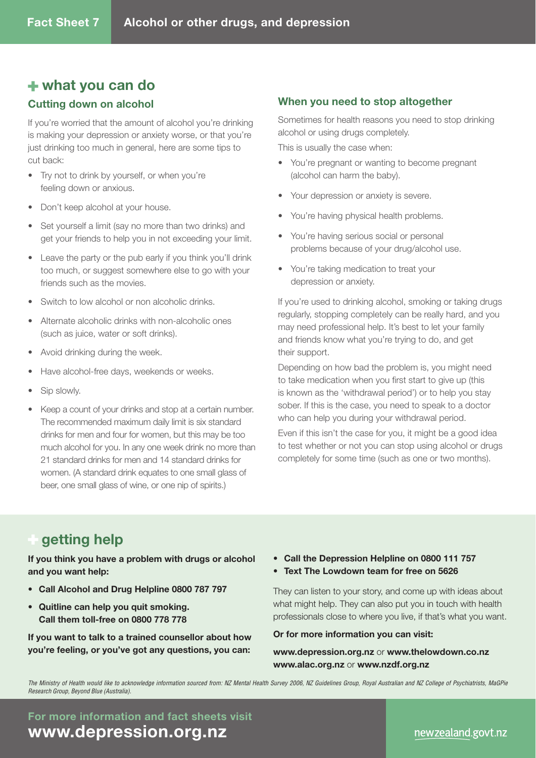## ✚ what you can do

### Cutting down on alcohol

If you're worried that the amount of alcohol you're drinking is making your depression or anxiety worse, or that you're just drinking too much in general, here are some tips to cut back:

- Try not to drink by yourself, or when you're feeling down or anxious.
- Don't keep alcohol at your house.
- Set yourself a limit (say no more than two drinks) and get your friends to help you in not exceeding your limit.
- Leave the party or the pub early if you think you'll drink too much, or suggest somewhere else to go with your friends such as the movies.
- Switch to low alcohol or non alcoholic drinks.
- Alternate alcoholic drinks with non-alcoholic ones (such as juice, water or soft drinks).
- Avoid drinking during the week.
- Have alcohol-free days, weekends or weeks.
- Sip slowly.
- Keep a count of your drinks and stop at a certain number. The recommended maximum daily limit is six standard drinks for men and four for women, but this may be too much alcohol for you. In any one week drink no more than 21 standard drinks for men and 14 standard drinks for women. (A standard drink equates to one small glass of beer, one small glass of wine, or one nip of spirits.)

### When you need to stop altogether

Sometimes for health reasons you need to stop drinking alcohol or using drugs completely.

This is usually the case when:

- You're pregnant or wanting to become pregnant (alcohol can harm the baby).
- Your depression or anxiety is severe.
- You're having physical health problems.
- You're having serious social or personal problems because of your drug/alcohol use.
- You're taking medication to treat your depression or anxiety.

If you're used to drinking alcohol, smoking or taking drugs regularly, stopping completely can be really hard, and you may need professional help. It's best to let your family and friends know what you're trying to do, and get their support.

Depending on how bad the problem is, you might need to take medication when you first start to give up (this is known as the 'withdrawal period') or to help you stay sober. If this is the case, you need to speak to a doctor who can help you during your withdrawal period.

Even if this isn't the case for you, it might be a good idea to test whether or not you can stop using alcohol or drugs completely for some time (such as one or two months).

## ✚ getting help

**If you think you have a problem with drugs or alcohol and you want help:**

- **Call Alcohol and Drug Helpline 0800 787 797**
- **Quitline can help you quit smoking. Call them toll-free on 0800 778 778**

**If you want to talk to a trained counsellor about how you're feeling, or you've got any questions, you can:**

- **Call the Depression Helpline on 0800 111 757**
- **Text The Lowdown team for free on 5626**

They can listen to your story, and come up with ideas about what might help. They can also put you in touch with health professionals close to where you live, if that's what you want.

**Or for more information you can visit:**

**www.depression.org.nz** or **www.thelowdown.co.nz**
**www.alac.org.nz** or **www.nzdf.org.nz**

*The Ministry of Health would like to acknowledge information sourced from: NZ Mental Health Survey 2006, NZ Guidelines Group, Royal Australian and NZ College of Psychiatrists, MaGPie Research Group, Beyond Blue (Australia).*

**For more information and fact sheets visit**
**www.depression.org.nz**

newzealand.govt.nz